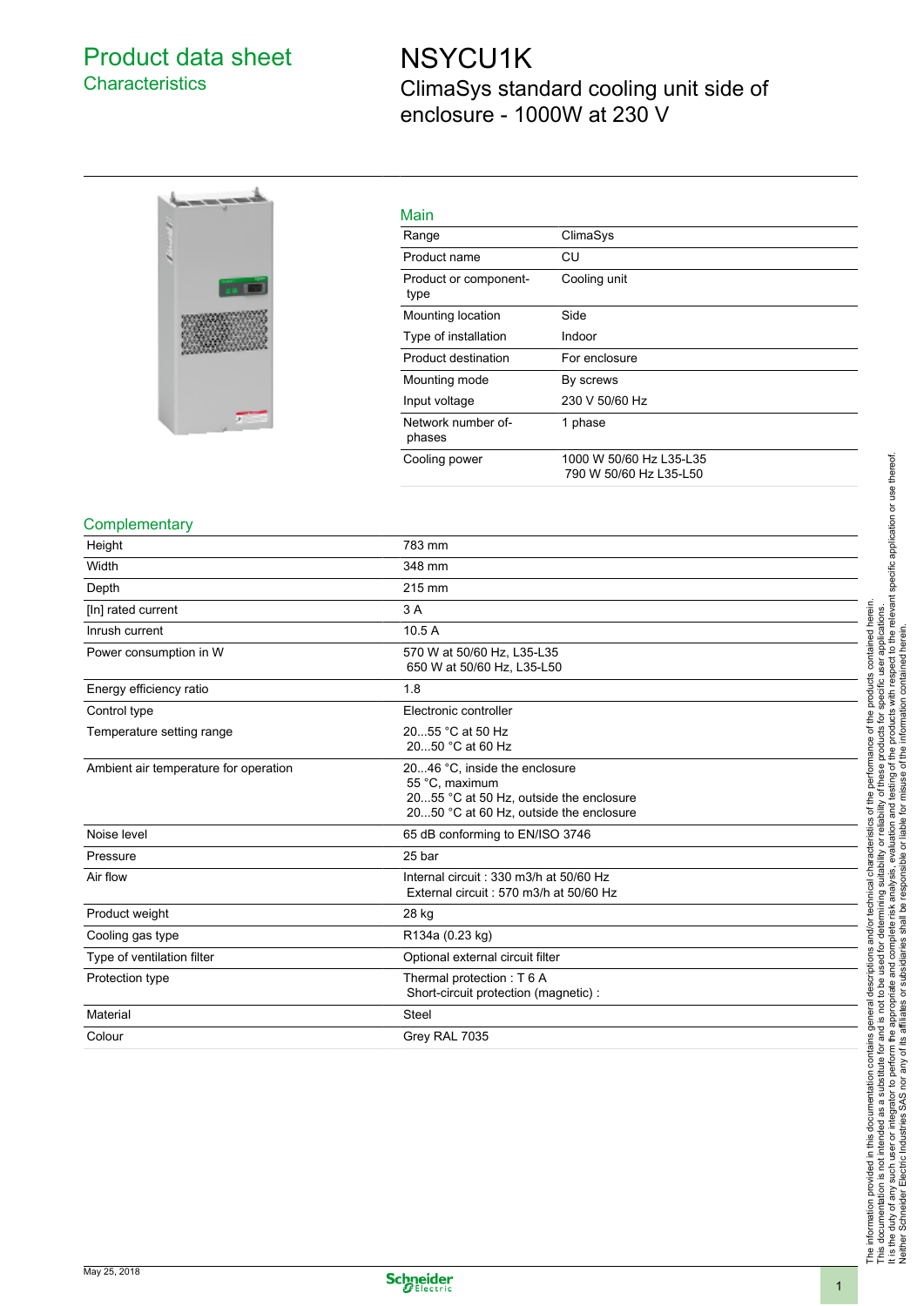# Product data sheet
## Characteristics

# NSYCU1K
## ClimaSys standard cooling unit side of enclosure - 1000W at 230 V

### Main

| | |
|---|---|
| Range | ClimaSys |
| Product name | CU |
| Product or component type | Cooling unit |
| Mounting location | Side |
| Type of installation | Indoor |
| Product destination | For enclosure |
| Mounting mode | By screws |
| Input voltage | 230 V 50/60 Hz |
| Network number of phases | 1 phase |
| Cooling power | 1000 W 50/60 Hz L35-L35<br>790 W 50/60 Hz L35-L50 |

### Complementary

| | |
|---|---|
| Height | 783 mm |
| Width | 348 mm |
| Depth | 215 mm |
| [In] rated current | 3 A |
| Inrush current | 10.5 A |
| Power consumption in W | 570 W at 50/60 Hz, L35-L35<br>650 W at 50/60 Hz, L35-L50 |
| Energy efficiency ratio | 1.8 |
| Control type | Electronic controller |
| Temperature setting range | 20...55 °C at 50 Hz<br>20...50 °C at 60 Hz |
| Ambient air temperature for operation | 20...46 °C, inside the enclosure<br>55 °C, maximum<br>20...55 °C at 50 Hz, outside the enclosure<br>20...50 °C at 60 Hz, outside the enclosure |
| Noise level | 65 dB conforming to EN/ISO 3746 |
| Pressure | 25 bar |
| Air flow | Internal circuit : 330 m3/h at 50/60 Hz<br>External circuit : 570 m3/h at 50/60 Hz |
| Product weight | 28 kg |
| Cooling gas type | R134a (0.23 kg) |
| Type of ventilation filter | Optional external circuit filter |
| Protection type | Thermal protection : T 6 A<br>Short-circuit protection (magnetic) : |
| Material | Steel |
| Colour | Grey RAL 7035 |

The information provided in this documentation contains general descriptions and/or technical characteristics of the performance of the products contained herein. This documentation is not intended as a substitute for and is not to be used for determining suitability or reliability of these products for specific user applications. It is the duty of any such user or integrator to perform the appropriate and complete risk analysis, evaluation and testing of the products with respect to the relevant specific application or use thereof. Neither Schneider Electric Industries SAS nor any of its affiliates or subsidiaries shall be responsible or liable for misuse of the information contained herein.

May 25, 2018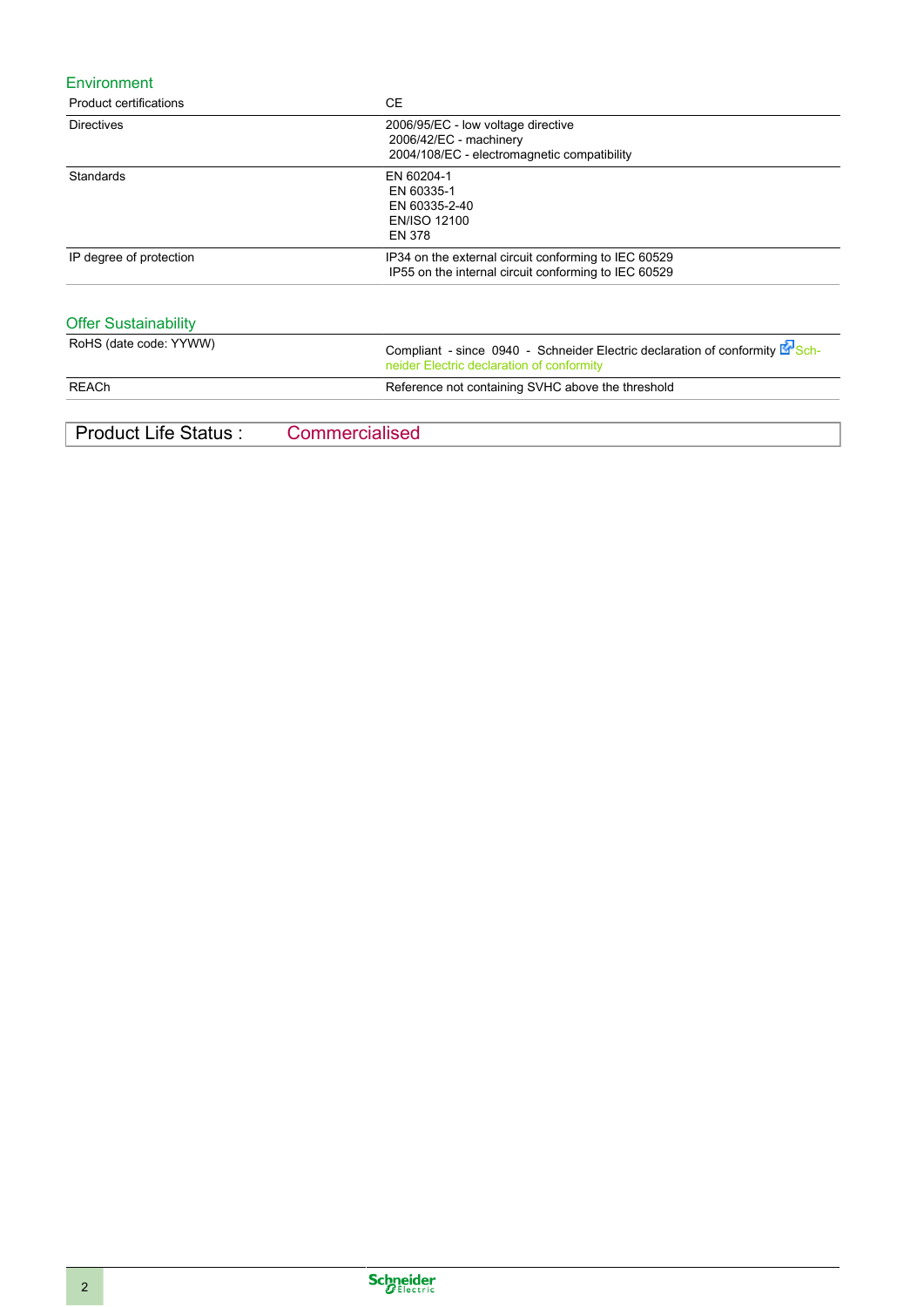## Environment

| | |
|---|---|
| Product certifications | CE |
| Directives | 2006/95/EC - low voltage directive<br>2006/42/EC - machinery<br>2004/108/EC - electromagnetic compatibility |
| Standards | EN 60204-1<br>EN 60335-1<br>EN 60335-2-40<br>EN/ISO 12100<br>EN 378 |
| IP degree of protection | IP34 on the external circuit conforming to IEC 60529<br>IP55 on the internal circuit conforming to IEC 60529 |

## Offer Sustainability

| | |
|---|---|
| RoHS (date code: YYWW) | Compliant - since 0940 - Schneider Electric declaration of conformity Schneider Electric declaration of conformity |
| REACh | Reference not containing SVHC above the threshold |

| | |
|---|---|
| Product Life Status : | Commercialised |